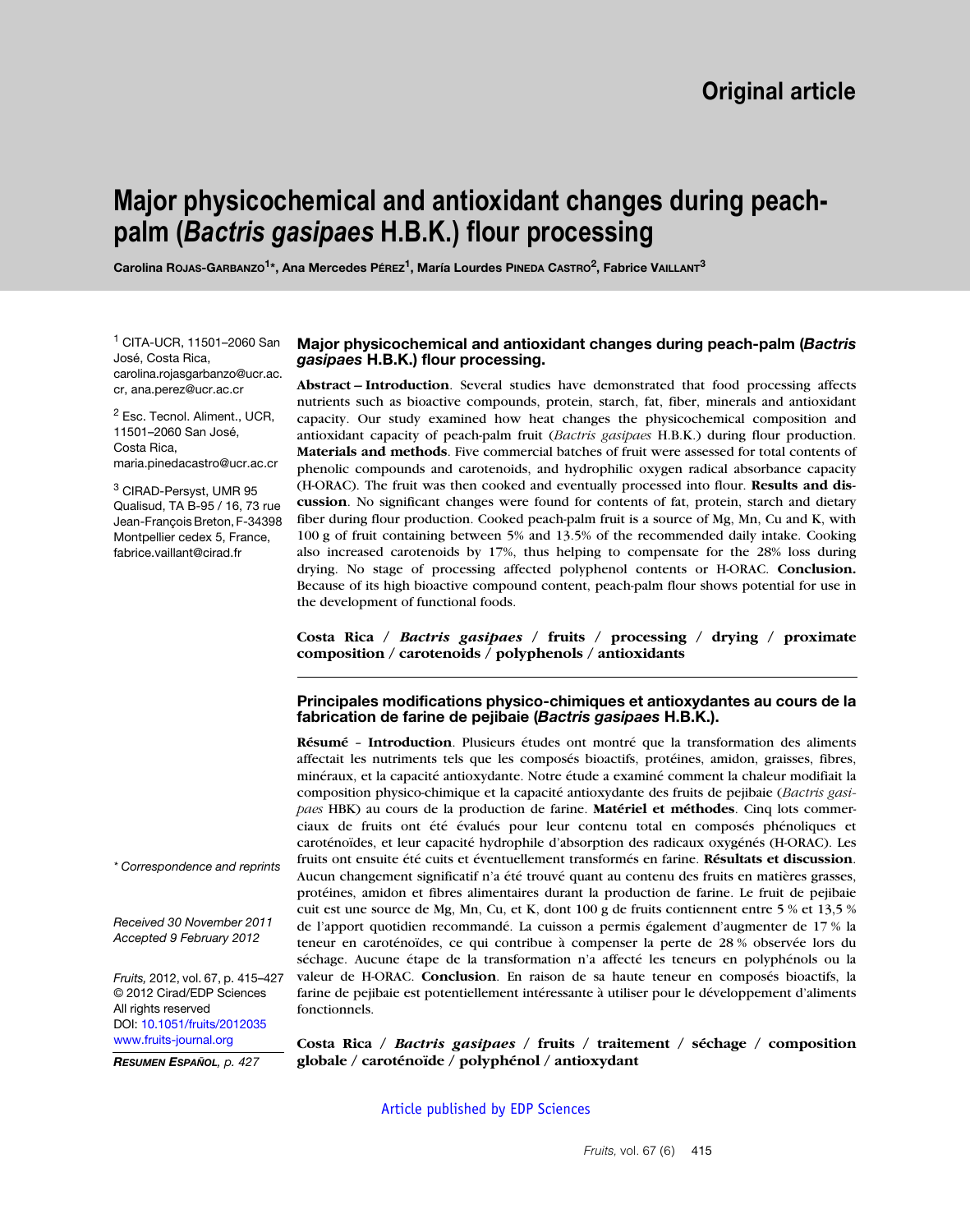Original article

# Major physicochemical and antioxidant changes during peach-palm (*Bactris gasipaes* H.B.K.) flour processing

Carolina Rojas-Garbanzo[1]*, Ana Mercedes Pérez[1], María Lourdes Pineda Castro[2], Fabrice Vaillant[3]

[1] CITA-UCR, 11501–2060 San José, Costa Rica, carolina.rojasgarbanzo@ucr.ac.cr, ana.perez@ucr.ac.cr

[2] Esc. Tecnol. Aliment., UCR, 11501–2060 San José, Costa Rica, maria.pinedacastro@ucr.ac.cr

[3] CIRAD-Persyst, UMR 95 Qualisud, TA B-95 / 16, 73 rue Jean-François Breton, F-34398 Montpellier cedex 5, France, fabrice.vaillant@cirad.fr

* Correspondence and reprints

Received 30 November 2011
Accepted 9 February 2012

*Fruits,* 2012, vol. 67, p. 415–427
© 2012 Cirad/EDP Sciences
All rights reserved
DOI: 10.1051/fruits/2012035
www.fruits-journal.org

*Resumen Español, p. 427*

## Major physicochemical and antioxidant changes during peach-palm (*Bactris gasipaes* H.B.K.) flour processing.

**Abstract – Introduction**. Several studies have demonstrated that food processing affects nutrients such as bioactive compounds, protein, starch, fat, fiber, minerals and antioxidant capacity. Our study examined how heat changes the physicochemical composition and antioxidant capacity of peach-palm fruit (*Bactris gasipaes* H.B.K.) during flour production. **Materials and methods**. Five commercial batches of fruit were assessed for total contents of phenolic compounds and carotenoids, and hydrophilic oxygen radical absorbance capacity (H-ORAC). The fruit was then cooked and eventually processed into flour. **Results and discussion**. No significant changes were found for contents of fat, protein, starch and dietary fiber during flour production. Cooked peach-palm fruit is a source of Mg, Mn, Cu and K, with 100 g of fruit containing between 5% and 13.5% of the recommended daily intake. Cooking also increased carotenoids by 17%, thus helping to compensate for the 28% loss during drying. No stage of processing affected polyphenol contents or H-ORAC. **Conclusion.** Because of its high bioactive compound content, peach-palm flour shows potential for use in the development of functional foods.

**Costa Rica / *Bactris gasipaes* / fruits / processing / drying / proximate composition / carotenoids / polyphenols / antioxidants**

## Principales modifications physico-chimiques et antioxydantes au cours de la fabrication de farine de pejibaie (*Bactris gasipaes* H.B.K.).

**Résumé – Introduction**. Plusieurs études ont montré que la transformation des aliments affectait les nutriments tels que les composés bioactifs, protéines, amidon, graisses, fibres, minéraux, et la capacité antioxydante. Notre étude a examiné comment la chaleur modifiait la composition physico-chimique et la capacité antioxydante des fruits de pejibaie (*Bactris gasipaes* HBK) au cours de la production de farine. **Matériel et méthodes**. Cinq lots commerciaux de fruits ont été évalués pour leur contenu total en composés phénoliques et caroténoïdes, et leur capacité hydrophile d'absorption des radicaux oxygénés (H-ORAC). Les fruits ont ensuite été cuits et éventuellement transformés en farine. **Résultats et discussion**. Aucun changement significatif n'a été trouvé quant au contenu des fruits en matières grasses, protéines, amidon et fibres alimentaires durant la production de farine. Le fruit de pejibaie cuit est une source de Mg, Mn, Cu, et K, dont 100 g de fruits contiennent entre 5 % et 13,5 % de l'apport quotidien recommandé. La cuisson a permis également d'augmenter de 17 % la teneur en caroténoïdes, ce qui contribue à compenser la perte de 28 % observée lors du séchage. Aucune étape de la transformation n'a affecté les teneurs en polyphénols ou la valeur de H-ORAC. **Conclusion**. En raison de sa haute teneur en composés bioactifs, la farine de pejibaie est potentiellement intéressante à utiliser pour le développement d'aliments fonctionnels.

**Costa Rica / *Bactris gasipaes* / fruits / traitement / séchage / composition globale / caroténoïde / polyphénol / antioxydant**

Article published by EDP Sciences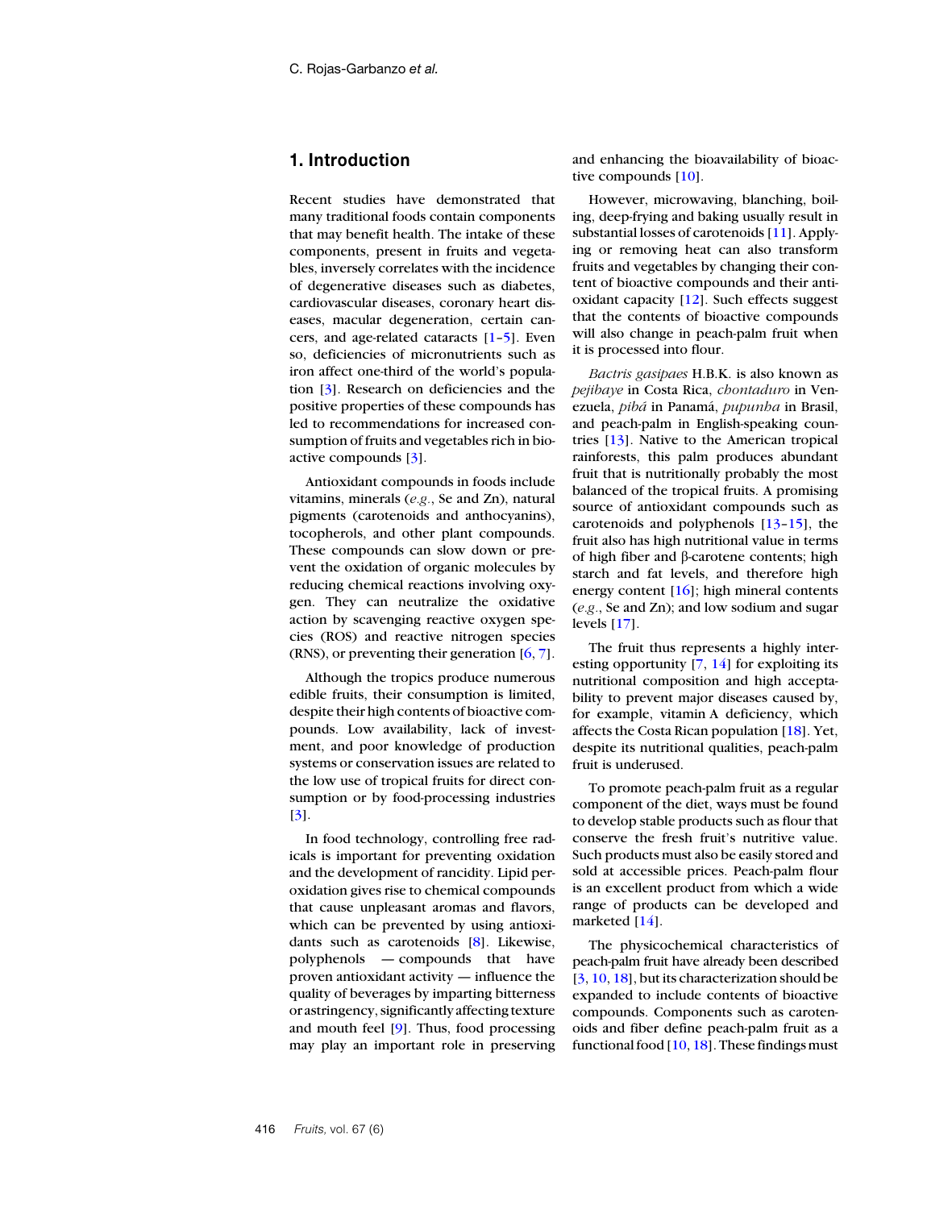## 1. Introduction

Recent studies have demonstrated that many traditional foods contain components that may benefit health. The intake of these components, present in fruits and vegetables, inversely correlates with the incidence of degenerative diseases such as diabetes, cardiovascular diseases, coronary heart diseases, macular degeneration, certain cancers, and age-related cataracts [1–5]. Even so, deficiencies of micronutrients such as iron affect one-third of the world's population [3]. Research on deficiencies and the positive properties of these compounds has led to recommendations for increased consumption of fruits and vegetables rich in bioactive compounds [3].

Antioxidant compounds in foods include vitamins, minerals (*e.g.*, Se and Zn), natural pigments (carotenoids and anthocyanins), tocopherols, and other plant compounds. These compounds can slow down or prevent the oxidation of organic molecules by reducing chemical reactions involving oxygen. They can neutralize the oxidative action by scavenging reactive oxygen species (ROS) and reactive nitrogen species (RNS), or preventing their generation [6, 7].

Although the tropics produce numerous edible fruits, their consumption is limited, despite their high contents of bioactive compounds. Low availability, lack of investment, and poor knowledge of production systems or conservation issues are related to the low use of tropical fruits for direct consumption or by food-processing industries [3].

In food technology, controlling free radicals is important for preventing oxidation and the development of rancidity. Lipid peroxidation gives rise to chemical compounds that cause unpleasant aromas and flavors, which can be prevented by using antioxidants such as carotenoids [8]. Likewise, polyphenols — compounds that have proven antioxidant activity — influence the quality of beverages by imparting bitterness or astringency, significantly affecting texture and mouth feel [9]. Thus, food processing may play an important role in preserving and enhancing the bioavailability of bioactive compounds [10].

However, microwaving, blanching, boiling, deep-frying and baking usually result in substantial losses of carotenoids [11]. Applying or removing heat can also transform fruits and vegetables by changing their content of bioactive compounds and their antioxidant capacity [12]. Such effects suggest that the contents of bioactive compounds will also change in peach-palm fruit when it is processed into flour.

*Bactris gasipaes* H.B.K. is also known as *pejibaye* in Costa Rica, *chontaduro* in Venezuela, *pibá* in Panamá, *pupunha* in Brasil, and peach-palm in English-speaking countries [13]. Native to the American tropical rainforests, this palm produces abundant fruit that is nutritionally probably the most balanced of the tropical fruits. A promising source of antioxidant compounds such as carotenoids and polyphenols [13–15], the fruit also has high nutritional value in terms of high fiber and β-carotene contents; high starch and fat levels, and therefore high energy content [16]; high mineral contents (*e.g.*, Se and Zn); and low sodium and sugar levels [17].

The fruit thus represents a highly interesting opportunity [7, 14] for exploiting its nutritional composition and high acceptability to prevent major diseases caused by, for example, vitamin A deficiency, which affects the Costa Rican population [18]. Yet, despite its nutritional qualities, peach-palm fruit is underused.

To promote peach-palm fruit as a regular component of the diet, ways must be found to develop stable products such as flour that conserve the fresh fruit's nutritive value. Such products must also be easily stored and sold at accessible prices. Peach-palm flour is an excellent product from which a wide range of products can be developed and marketed [14].

The physicochemical characteristics of peach-palm fruit have already been described [3, 10, 18], but its characterization should be expanded to include contents of bioactive compounds. Components such as carotenoids and fiber define peach-palm fruit as a functional food [10, 18]. These findings must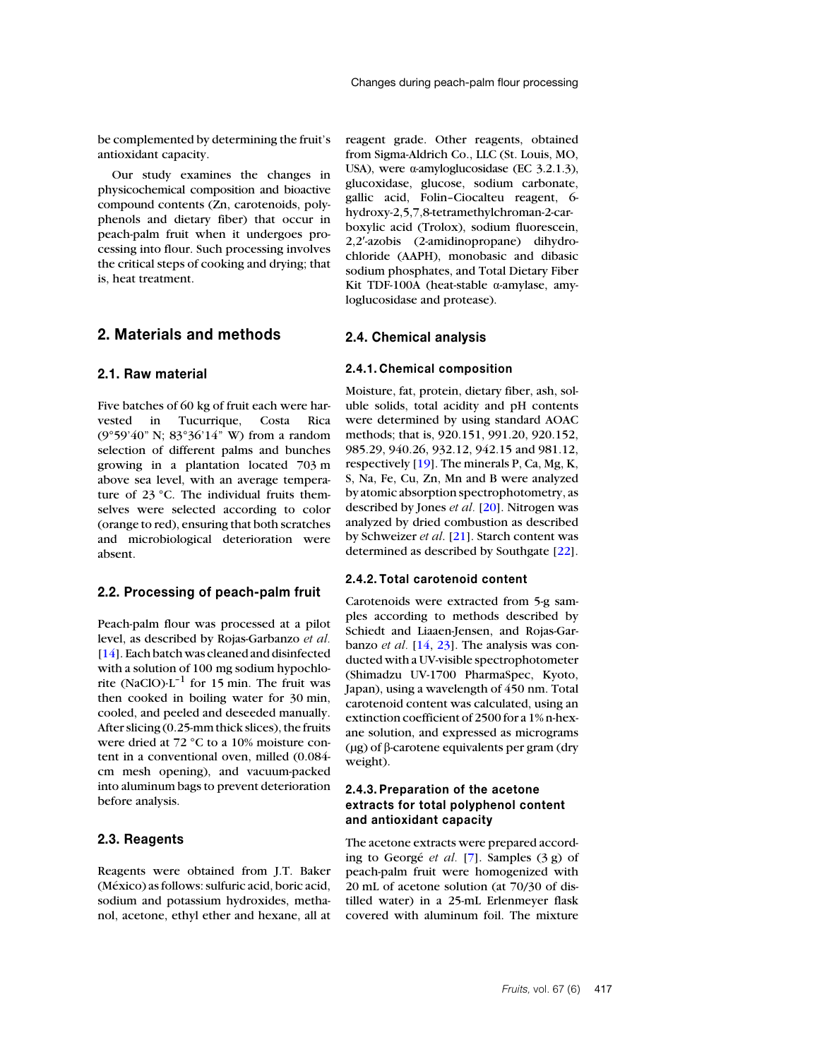be complemented by determining the fruit's antioxidant capacity.

Our study examines the changes in physicochemical composition and bioactive compound contents (Zn, carotenoids, polyphenols and dietary fiber) that occur in peach-palm fruit when it undergoes processing into flour. Such processing involves the critical steps of cooking and drying; that is, heat treatment.

## 2. Materials and methods

### 2.1. Raw material

Five batches of 60 kg of fruit each were harvested in Tucurrique, Costa Rica (9°59'40" N; 83°36'14" W) from a random selection of different palms and bunches growing in a plantation located 703 m above sea level, with an average temperature of 23 °C. The individual fruits themselves were selected according to color (orange to red), ensuring that both scratches and microbiological deterioration were absent.

### 2.2. Processing of peach-palm fruit

Peach-palm flour was processed at a pilot level, as described by Rojas-Garbanzo *et al.* [14]. Each batch was cleaned and disinfected with a solution of 100 mg sodium hypochlorite (NaClO)·$L^{-1}$ for 15 min. The fruit was then cooked in boiling water for 30 min, cooled, and peeled and deseeded manually. After slicing (0.25-mm thick slices), the fruits were dried at 72 °C to a 10% moisture content in a conventional oven, milled (0.084-cm mesh opening), and vacuum-packed into aluminum bags to prevent deterioration before analysis.

### 2.3. Reagents

Reagents were obtained from J.T. Baker (México) as follows: sulfuric acid, boric acid, sodium and potassium hydroxides, methanol, acetone, ethyl ether and hexane, all at reagent grade. Other reagents, obtained from Sigma-Aldrich Co., LLC (St. Louis, MO, USA), were α-amyloglucosidase (EC 3.2.1.3), glucoxidase, glucose, sodium carbonate, gallic acid, Folin–Ciocalteu reagent, 6-hydroxy-2,5,7,8-tetramethylchroman-2-carboxylic acid (Trolox), sodium fluorescein, 2,2′-azobis (2-amidinopropane) dihydrochloride (AAPH), monobasic and dibasic sodium phosphates, and Total Dietary Fiber Kit TDF-100A (heat-stable α-amylase, amyloglucosidase and protease).

### 2.4. Chemical analysis

#### 2.4.1. Chemical composition

Moisture, fat, protein, dietary fiber, ash, soluble solids, total acidity and pH contents were determined by using standard AOAC methods; that is, 920.151, 991.20, 920.152, 985.29, 940.26, 932.12, 942.15 and 981.12, respectively [19]. The minerals P, Ca, Mg, K, S, Na, Fe, Cu, Zn, Mn and B were analyzed by atomic absorption spectrophotometry, as described by Jones *et al.* [20]. Nitrogen was analyzed by dried combustion as described by Schweizer *et al.* [21]. Starch content was determined as described by Southgate [22].

#### 2.4.2. Total carotenoid content

Carotenoids were extracted from 5-g samples according to methods described by Schiedt and Liaaen-Jensen, and Rojas-Garbanzo *et al.* [14, 23]. The analysis was conducted with a UV-visible spectrophotometer (Shimadzu UV-1700 PharmaSpec, Kyoto, Japan), using a wavelength of 450 nm. Total carotenoid content was calculated, using an extinction coefficient of 2500 for a 1% n-hexane solution, and expressed as micrograms (µg) of β-carotene equivalents per gram (dry weight).

#### 2.4.3. Preparation of the acetone extracts for total polyphenol content and antioxidant capacity

The acetone extracts were prepared according to Georgé *et al.* [7]. Samples (3 g) of peach-palm fruit were homogenized with 20 mL of acetone solution (at 70/30 of distilled water) in a 25-mL Erlenmeyer flask covered with aluminum foil. The mixture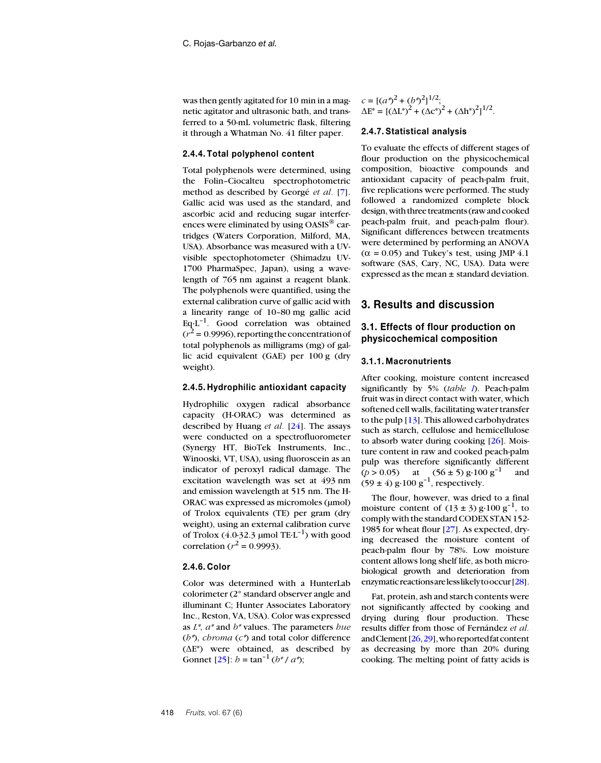was then gently agitated for 10 min in a magnetic agitator and ultrasonic bath, and transferred to a 50-mL volumetric flask, filtering it through a Whatman No. 41 filter paper.

#### 2.4.4. Total polyphenol content

Total polyphenols were determined, using the Folin–Ciocalteu spectrophotometric method as described by Georgé *et al.* [7]. Gallic acid was used as the standard, and ascorbic acid and reducing sugar interferences were eliminated by using OASIS® cartridges (Waters Corporation, Milford, MA, USA). Absorbance was measured with a UV-visible spectophotometer (Shimadzu UV-1700 PharmaSpec, Japan), using a wavelength of 765 nm against a reagent blank. The polyphenols were quantified, using the external calibration curve of gallic acid with a linearity range of 10–80 mg gallic acid $\text{Eq}\cdot\text{L}^{-1}$. Good correlation was obtained ($r^2 = 0.9996$), reporting the concentration of total polyphenols as milligrams (mg) of gallic acid equivalent (GAE) per 100 g (dry weight).

#### 2.4.5. Hydrophilic antioxidant capacity

Hydrophilic oxygen radical absorbance capacity (H-ORAC) was determined as described by Huang *et al.* [24]. The assays were conducted on a spectrofluorometer (Synergy HT, BioTek Instruments, Inc., Winooski, VT, USA), using fluoroscein as an indicator of peroxyl radical damage. The excitation wavelength was set at 493 nm and emission wavelength at 515 nm. The H-ORAC was expressed as micromoles (μmol) of Trolox equivalents (TE) per gram (dry weight), using an external calibration curve of Trolox (4.0-32.3 $\mu\text{mol TE}\cdot\text{L}^{-1}$) with good correlation ($r^2 = 0.9993$).

#### 2.4.6. Color

Color was determined with a HunterLab colorimeter (2° standard observer angle and illuminant C; Hunter Associates Laboratory Inc., Reston, VA, USA). Color was expressed as $L^*$, $a^*$ and $b^*$ values. The parameters *hue* ($h^*$), *chroma* ($c^*$) and total color difference ($\Delta E^*$) were obtained, as described by Gonnet [25]: $h = \tan^{-1}(b^* / a^*)$; $c = [(a^*)^2 + (b^*)^2]^{1/2}$; $\Delta E^* = [(\Delta L^*)^2 + (\Delta c^*)^2 + (\Delta h^*)^2]^{1/2}$.

#### 2.4.7. Statistical analysis

To evaluate the effects of different stages of flour production on the physicochemical composition, bioactive compounds and antioxidant capacity of peach-palm fruit, five replications were performed. The study followed a randomized complete block design, with three treatments (raw and cooked peach-palm fruit, and peach-palm flour). Significant differences between treatments were determined by performing an ANOVA ($\alpha = 0.05$) and Tukey's test, using JMP 4.1 software (SAS, Cary, NC, USA). Data were expressed as the mean ± standard deviation.

## 3. Results and discussion

### 3.1. Effects of flour production on physicochemical composition

#### 3.1.1. Macronutrients

After cooking, moisture content increased significantly by 5% (*table I*). Peach-palm fruit was in direct contact with water, which softened cell walls, facilitating water transfer to the pulp [13]. This allowed carbohydrates such as starch, cellulose and hemicellulose to absorb water during cooking [26]. Moisture content in raw and cooked peach-palm pulp was therefore significantly different ($p > 0.05$) at $(56 \pm 5)\ \text{g}\cdot 100\ \text{g}^{-1}$ and $(59 \pm 4)\ \text{g}\cdot 100\ \text{g}^{-1}$, respectively.

The flour, however, was dried to a final moisture content of $(13 \pm 3)\ \text{g}\cdot 100\ \text{g}^{-1}$, to comply with the standard CODEX STAN 152-1985 for wheat flour [27]. As expected, drying decreased the moisture content of peach-palm flour by 78%. Low moisture content allows long shelf life, as both microbiological growth and deterioration from enzymatic reactions are less likely to occur [28].

Fat, protein, ash and starch contents were not significantly affected by cooking and drying during flour production. These results differ from those of Fernández *et al.* and Clement [26, 29], who reported fat content as decreasing by more than 20% during cooking. The melting point of fatty acids is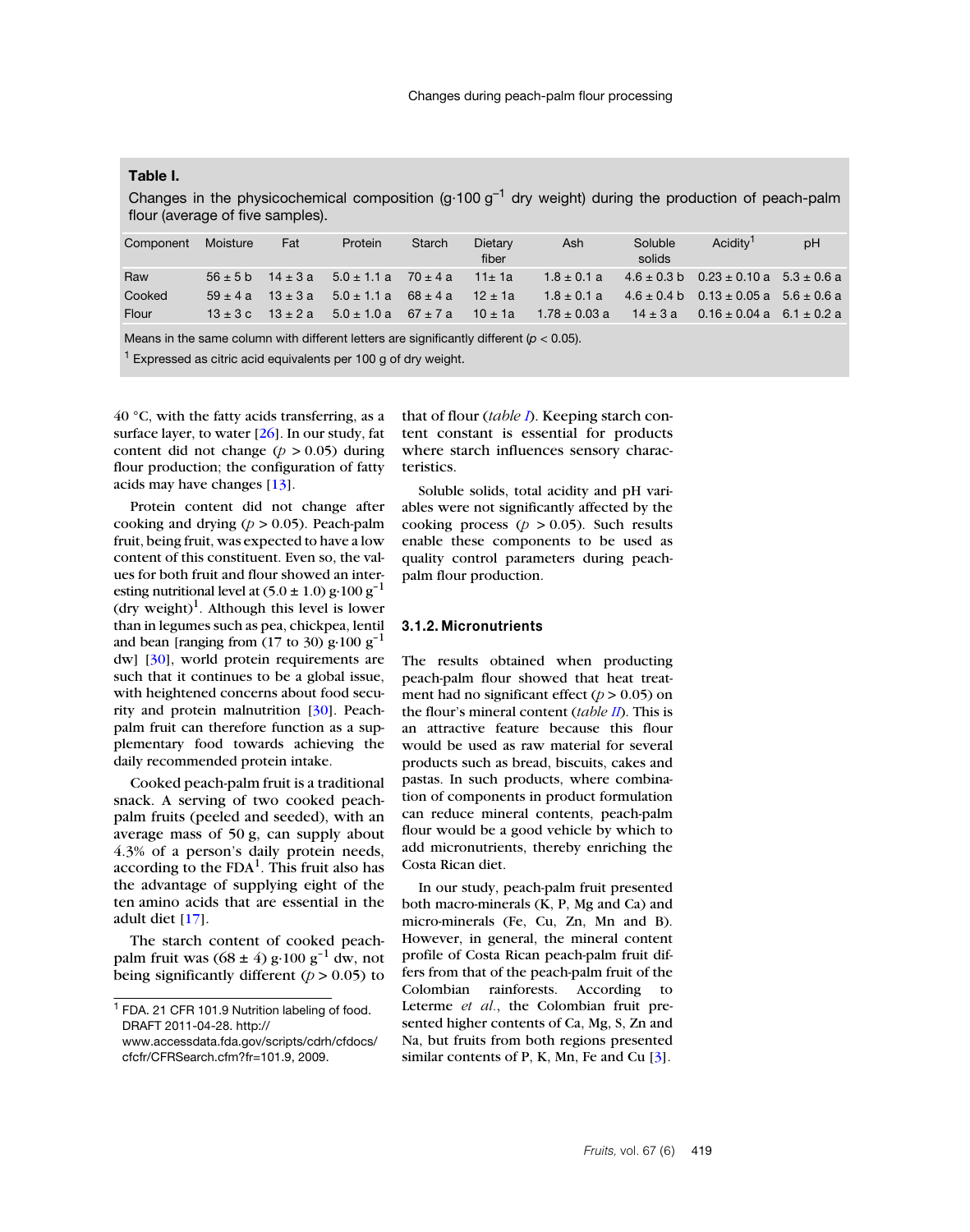**Table I.**

Changes in the physicochemical composition (g·100 $g^{-1}$ dry weight) during the production of peach-palm flour (average of five samples).

| Component | Moisture | Fat | Protein | Starch | Dietary fiber | Ash | Soluble solids | Acidity[1] | pH |
|---|---|---|---|---|---|---|---|---|---|
| Raw | 56 ± 5 b | 14 ± 3 a | 5.0 ± 1.1 a | 70 ± 4 a | 11± 1a | 1.8 ± 0.1 a | 4.6 ± 0.3 b | 0.23 ± 0.10 a | 5.3 ± 0.6 a |
| Cooked | 59 ± 4 a | 13 ± 3 a | 5.0 ± 1.1 a | 68 ± 4 a | 12 ± 1a | 1.8 ± 0.1 a | 4.6 ± 0.4 b | 0.13 ± 0.05 a | 5.6 ± 0.6 a |
| Flour | 13 ± 3 c | 13 ± 2 a | 5.0 ± 1.0 a | 67 ± 7 a | 10 ± 1a | 1.78 ± 0.03 a | 14 ± 3 a | 0.16 ± 0.04 a | 6.1 ± 0.2 a |

Means in the same column with different letters are significantly different ($p < 0.05$).

[1] Expressed as citric acid equivalents per 100 g of dry weight.

40 °C, with the fatty acids transferring, as a surface layer, to water [26]. In our study, fat content did not change ($p > 0.05$) during flour production; the configuration of fatty acids may have changes [13].

Protein content did not change after cooking and drying ($p > 0.05$). Peach-palm fruit, being fruit, was expected to have a low content of this constituent. Even so, the values for both fruit and flour showed an interesting nutritional level at (5.0 ± 1.0) g·100 $g^{-1}$ (dry weight)[1]. Although this level is lower than in legumes such as pea, chickpea, lentil and bean [ranging from (17 to 30) g·100 $g^{-1}$ dw] [30], world protein requirements are such that it continues to be a global issue, with heightened concerns about food security and protein malnutrition [30]. Peach-palm fruit can therefore function as a supplementary food towards achieving the daily recommended protein intake.

Cooked peach-palm fruit is a traditional snack. A serving of two cooked peach-palm fruits (peeled and seeded), with an average mass of 50 g, can supply about 4.3% of a person's daily protein needs, according to the FDA[1]. This fruit also has the advantage of supplying eight of the ten amino acids that are essential in the adult diet [17].

The starch content of cooked peach-palm fruit was (68 ± 4) g·100 $g^{-1}$ dw, not being significantly different ($p > 0.05$) to that of flour (*table I*). Keeping starch content constant is essential for products where starch influences sensory characteristics.

Soluble solids, total acidity and pH variables were not significantly affected by the cooking process ($p > 0.05$). Such results enable these components to be used as quality control parameters during peach-palm flour production.

### 3.1.2. Micronutrients

The results obtained when producting peach-palm flour showed that heat treatment had no significant effect ($p > 0.05$) on the flour's mineral content (*table II*). This is an attractive feature because this flour would be used as raw material for several products such as bread, biscuits, cakes and pastas. In such products, where combination of components in product formulation can reduce mineral contents, peach-palm flour would be a good vehicle by which to add micronutrients, thereby enriching the Costa Rican diet.

In our study, peach-palm fruit presented both macro-minerals (K, P, Mg and Ca) and micro-minerals (Fe, Cu, Zn, Mn and B). However, in general, the mineral content profile of Costa Rican peach-palm fruit differs from that of the peach-palm fruit of the Colombian rainforests. According to Leterme *et al.*, the Colombian fruit presented higher contents of Ca, Mg, S, Zn and Na, but fruits from both regions presented similar contents of P, K, Mn, Fe and Cu [3].

[1] FDA. 21 CFR 101.9 Nutrition labeling of food. DRAFT 2011-04-28. http://www.accessdata.fda.gov/scripts/cdrh/cfdocs/cfcfr/CFRSearch.cfm?fr=101.9, 2009.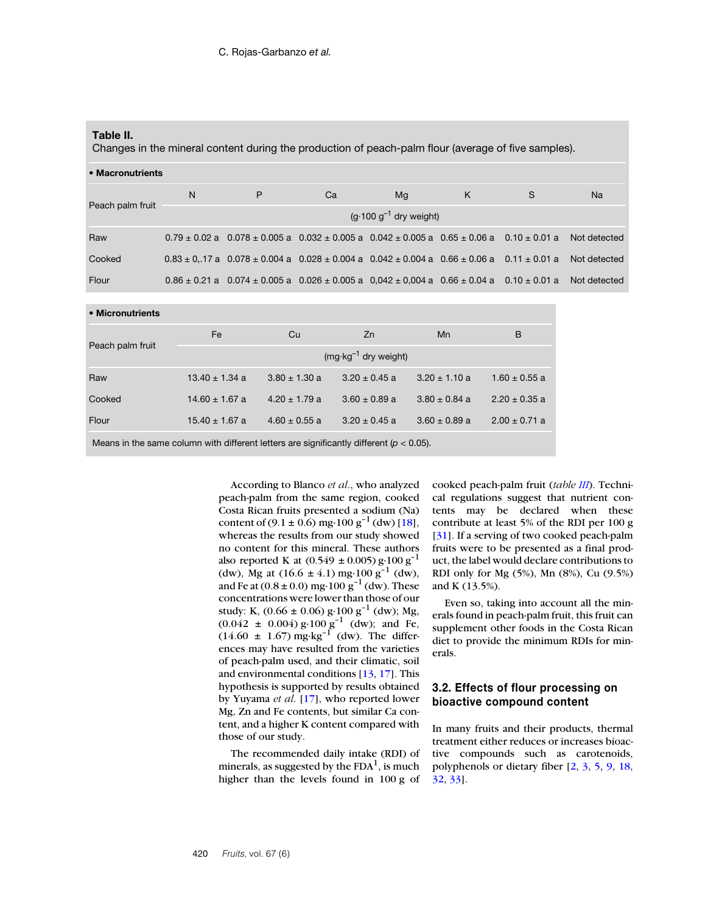**Table II.**
Changes in the mineral content during the production of peach-palm flour (average of five samples).

**• Macronutrients**

| Peach palm fruit | N | P | Ca | Mg | K | S | Na |
|---|---|---|---|---|---|---|---|
| | ($g \cdot 100\ g^{-1}$ dry weight) | | | | | | |
| Raw | 0.79 ± 0.02 a | 0.078 ± 0.005 a | 0.032 ± 0.005 a | 0.042 ± 0.005 a | 0.65 ± 0.06 a | 0.10 ± 0.01 a | Not detected |
| Cooked | 0.83 ± 0,.17 a | 0.078 ± 0.004 a | 0.028 ± 0.004 a | 0.042 ± 0.004 a | 0.66 ± 0.06 a | 0.11 ± 0.01 a | Not detected |
| Flour | 0.86 ± 0.21 a | 0.074 ± 0.005 a | 0.026 ± 0.005 a | 0,042 ± 0,004 a | 0.66 ± 0.04 a | 0.10 ± 0.01 a | Not detected |

**• Micronutrients**

| Peach palm fruit | Fe | Cu | Zn | Mn | B |
|---|---|---|---|---|---|
| | ($mg \cdot kg^{-1}$ dry weight) | | | | |
| Raw | 13.40 ± 1.34 a | 3.80 ± 1.30 a | 3.20 ± 0.45 a | 3.20 ± 1.10 a | 1.60 ± 0.55 a |
| Cooked | 14.60 ± 1.67 a | 4.20 ± 1.79 a | 3.60 ± 0.89 a | 3.80 ± 0.84 a | 2.20 ± 0.35 a |
| Flour | 15.40 ± 1.67 a | 4.60 ± 0.55 a | 3.20 ± 0.45 a | 3.60 ± 0.89 a | 2.00 ± 0.71 a |

Means in the same column with different letters are significantly different ($p < 0.05$).

According to Blanco *et al.*, who analyzed peach-palm from the same region, cooked Costa Rican fruits presented a sodium (Na) content of (9.1 ± 0.6) $mg \cdot 100\ g^{-1}$ (dw) [18], whereas the results from our study showed no content for this mineral. These authors also reported K at (0.549 ± 0.005) $g \cdot 100\ g^{-1}$ (dw), Mg at (16.6 ± 4.1) $mg \cdot 100\ g^{-1}$ (dw), and Fe at (0.8 ± 0.0) $mg \cdot 100\ g^{-1}$ (dw). These concentrations were lower than those of our study: K, (0.66 ± 0.06) $g \cdot 100\ g^{-1}$ (dw); Mg, (0.042 ± 0.004) $g \cdot 100\ g^{-1}$ (dw); and Fe, (14.60 ± 1.67) $mg \cdot kg^{-1}$ (dw). The differences may have resulted from the varieties of peach-palm used, and their climatic, soil and environmental conditions [13, 17]. This hypothesis is supported by results obtained by Yuyama *et al.* [17], who reported lower Mg, Zn and Fe contents, but similar Ca content, and a higher K content compared with those of our study.

The recommended daily intake (RDI) of minerals, as suggested by the FDA[1], is much higher than the levels found in 100 g of cooked peach-palm fruit (*table III*). Technical regulations suggest that nutrient contents may be declared when these contribute at least 5% of the RDI per 100 g [31]. If a serving of two cooked peach-palm fruits were to be presented as a final product, the label would declare contributions to RDI only for Mg (5%), Mn (8%), Cu (9.5%) and K (13.5%).

Even so, taking into account all the minerals found in peach-palm fruit, this fruit can supplement other foods in the Costa Rican diet to provide the minimum RDIs for minerals.

### 3.2. Effects of flour processing on bioactive compound content

In many fruits and their products, thermal treatment either reduces or increases bioactive compounds such as carotenoids, polyphenols or dietary fiber [2, 3, 5, 9, 18, 32, 33].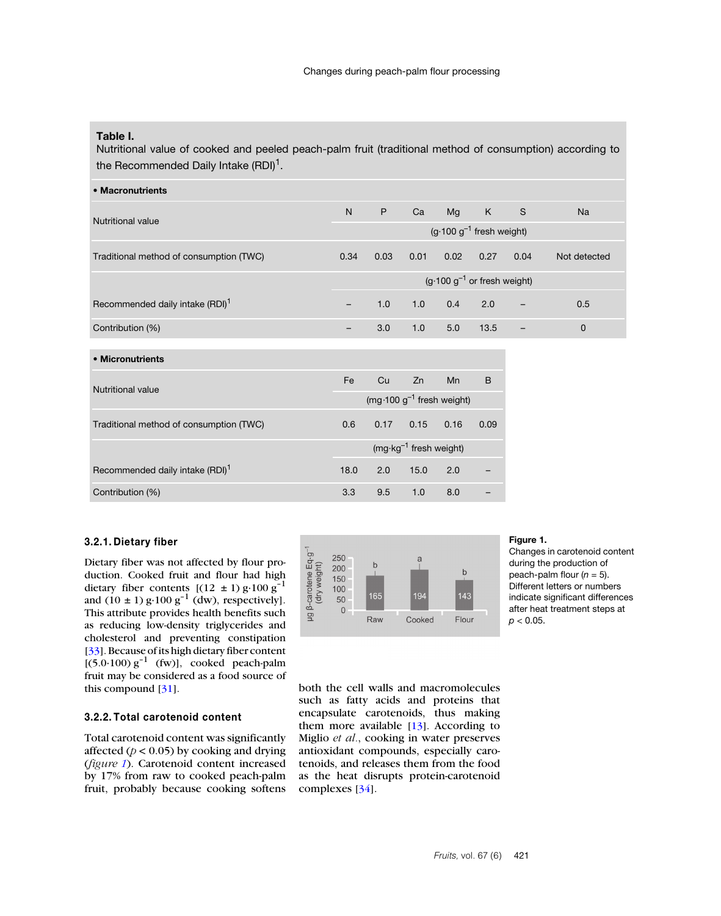**Table I.**
Nutritional value of cooked and peeled peach-palm fruit (traditional method of consumption) according to the Recommended Daily Intake (RDI)[1].

| • Macronutrients | | | | | | | |
|---|---|---|---|---|---|---|---|
| Nutritional value | N | P | Ca | Mg | K | S | Na |
| | ($g \cdot 100\ g^{-1}$ fresh weight) | | | | | | |
| Traditional method of consumption (TWC) | 0.34 | 0.03 | 0.01 | 0.02 | 0.27 | 0.04 | Not detected |
| | ($g \cdot 100\ g^{-1}$ or fresh weight) | | | | | | |
| Recommended daily intake (RDI)[1] | – | 1.0 | 1.0 | 0.4 | 2.0 | – | 0.5 |
| Contribution (%) | – | 3.0 | 1.0 | 5.0 | 13.5 | – | 0 |

| • Micronutrients | | | | | |
|---|---|---|---|---|---|
| Nutritional value | Fe | Cu | Zn | Mn | B |
| | ($mg \cdot 100\ g^{-1}$ fresh weight) | | | | |
| Traditional method of consumption (TWC) | 0.6 | 0.17 | 0.15 | 0.16 | 0.09 |
| | ($mg \cdot kg^{-1}$ fresh weight) | | | | |
| Recommended daily intake (RDI)[1] | 18.0 | 2.0 | 15.0 | 2.0 | – |
| Contribution (%) | 3.3 | 9.5 | 1.0 | 8.0 | – |

### 3.2.1. Dietary fiber

Dietary fiber was not affected by flour production. Cooked fruit and flour had high dietary fiber contents [$(12 \pm 1)\ g \cdot 100\ g^{-1}$ and $(10 \pm 1)\ g \cdot 100\ g^{-1}$ (dw), respectively]. This attribute provides health benefits such as reducing low-density triglycerides and cholesterol and preventing constipation [33]. Because of its high dietary fiber content [$(5.0 \cdot 100)\ g^{-1}$ (fw)], cooked peach-palm fruit may be considered as a food source of this compound [31].

### 3.2.2. Total carotenoid content

Total carotenoid content was significantly affected ($p < 0.05$) by cooking and drying (*figure 1*). Carotenoid content increased by 17% from raw to cooked peach-palm fruit, probably because cooking softens both the cell walls and macromolecules such as fatty acids and proteins that encapsulate carotenoids, thus making them more available [13]. According to Miglio *et al.*, cooking in water preserves antioxidant compounds, especially carotenoids, and releases them from the food as the heat disrupts protein-carotenoid complexes [34].

**Figure 1.**
Changes in carotenoid content during the production of peach-palm flour ($n = 5$). Different letters or numbers indicate significant differences after heat treatment steps at $p < 0.05$.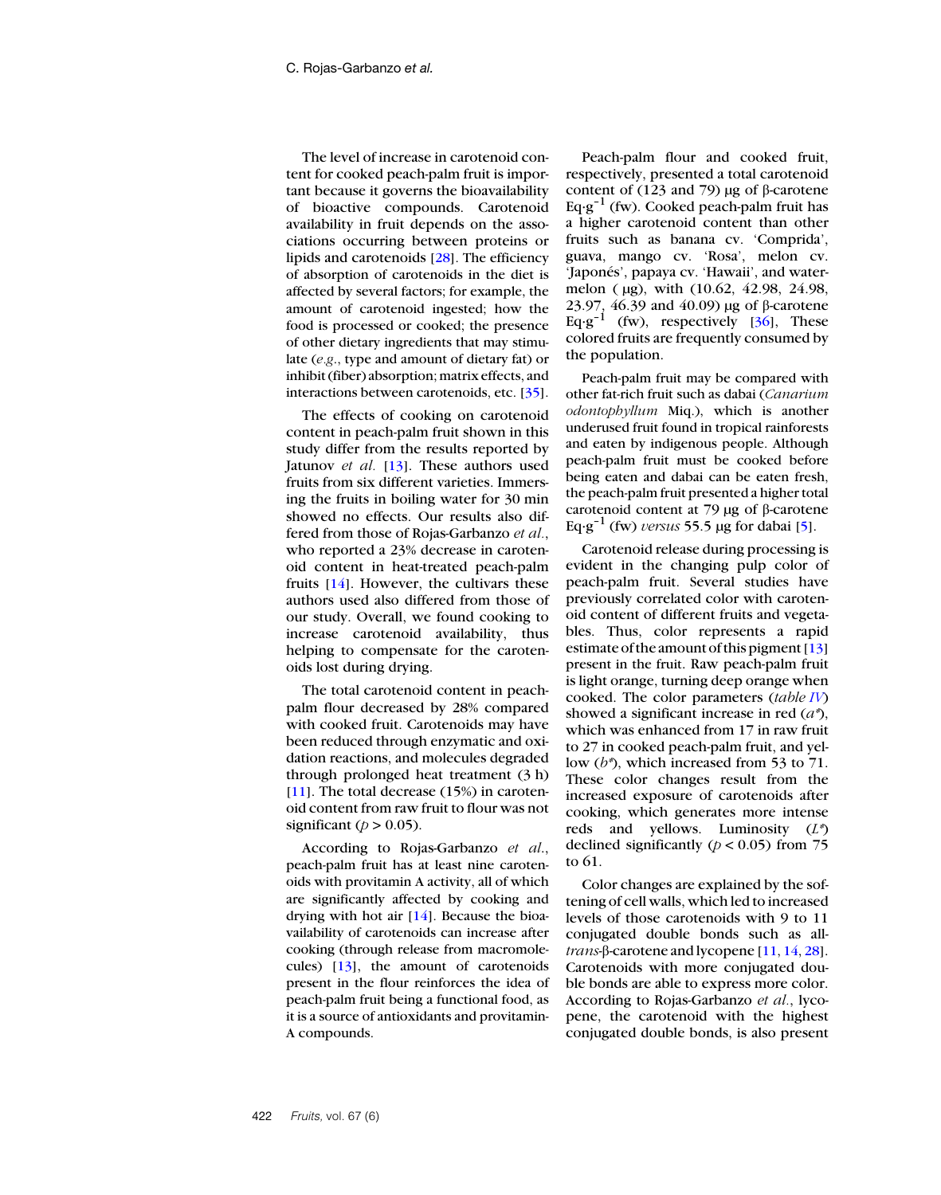The level of increase in carotenoid content for cooked peach-palm fruit is important because it governs the bioavailability of bioactive compounds. Carotenoid availability in fruit depends on the associations occurring between proteins or lipids and carotenoids [28]. The efficiency of absorption of carotenoids in the diet is affected by several factors; for example, the amount of carotenoid ingested; how the food is processed or cooked; the presence of other dietary ingredients that may stimulate (*e.g.*, type and amount of dietary fat) or inhibit (fiber) absorption; matrix effects, and interactions between carotenoids, etc. [35].

The effects of cooking on carotenoid content in peach-palm fruit shown in this study differ from the results reported by Jatunov *et al.* [13]. These authors used fruits from six different varieties. Immersing the fruits in boiling water for 30 min showed no effects. Our results also differed from those of Rojas-Garbanzo *et al.*, who reported a 23% decrease in carotenoid content in heat-treated peach-palm fruits [14]. However, the cultivars these authors used also differed from those of our study. Overall, we found cooking to increase carotenoid availability, thus helping to compensate for the carotenoids lost during drying.

The total carotenoid content in peach-palm flour decreased by 28% compared with cooked fruit. Carotenoids may have been reduced through enzymatic and oxidation reactions, and molecules degraded through prolonged heat treatment (3 h) [11]. The total decrease (15%) in carotenoid content from raw fruit to flour was not significant ($p > 0.05$).

According to Rojas-Garbanzo *et al.*, peach-palm fruit has at least nine carotenoids with provitamin A activity, all of which are significantly affected by cooking and drying with hot air [14]. Because the bioavailability of carotenoids can increase after cooking (through release from macromolecules) [13], the amount of carotenoids present in the flour reinforces the idea of peach-palm fruit being a functional food, as it is a source of antioxidants and provitamin-A compounds.

Peach-palm flour and cooked fruit, respectively, presented a total carotenoid content of (123 and 79) μg of β-carotene Eq·g$^{-1}$ (fw). Cooked peach-palm fruit has a higher carotenoid content than other fruits such as banana cv. 'Comprida', guava, mango cv. 'Rosa', melon cv. 'Japonés', papaya cv. 'Hawaii', and watermelon ( μg), with (10.62, 42.98, 24.98, 23.97, 46.39 and 40.09) μg of β-carotene Eq·g$^{-1}$ (fw), respectively [36], These colored fruits are frequently consumed by the population.

Peach-palm fruit may be compared with other fat-rich fruit such as dabai (*Canarium odontophyllum* Miq.), which is another underused fruit found in tropical rainforests and eaten by indigenous people. Although peach-palm fruit must be cooked before being eaten and dabai can be eaten fresh, the peach-palm fruit presented a higher total carotenoid content at 79 μg of β-carotene Eq·g$^{-1}$ (fw) *versus* 55.5 μg for dabai [5].

Carotenoid release during processing is evident in the changing pulp color of peach-palm fruit. Several studies have previously correlated color with carotenoid content of different fruits and vegetables. Thus, color represents a rapid estimate of the amount of this pigment [13] present in the fruit. Raw peach-palm fruit is light orange, turning deep orange when cooked. The color parameters (*table IV*) showed a significant increase in red ($a^*$), which was enhanced from 17 in raw fruit to 27 in cooked peach-palm fruit, and yellow ($b^*$), which increased from 53 to 71. These color changes result from the increased exposure of carotenoids after cooking, which generates more intense reds and yellows. Luminosity ($L^*$) declined significantly ($p < 0.05$) from 75 to 61.

Color changes are explained by the softening of cell walls, which led to increased levels of those carotenoids with 9 to 11 conjugated double bonds such as all-*trans*-β-carotene and lycopene [11, 14, 28]. Carotenoids with more conjugated double bonds are able to express more color. According to Rojas-Garbanzo *et al.*, lycopene, the carotenoid with the highest conjugated double bonds, is also present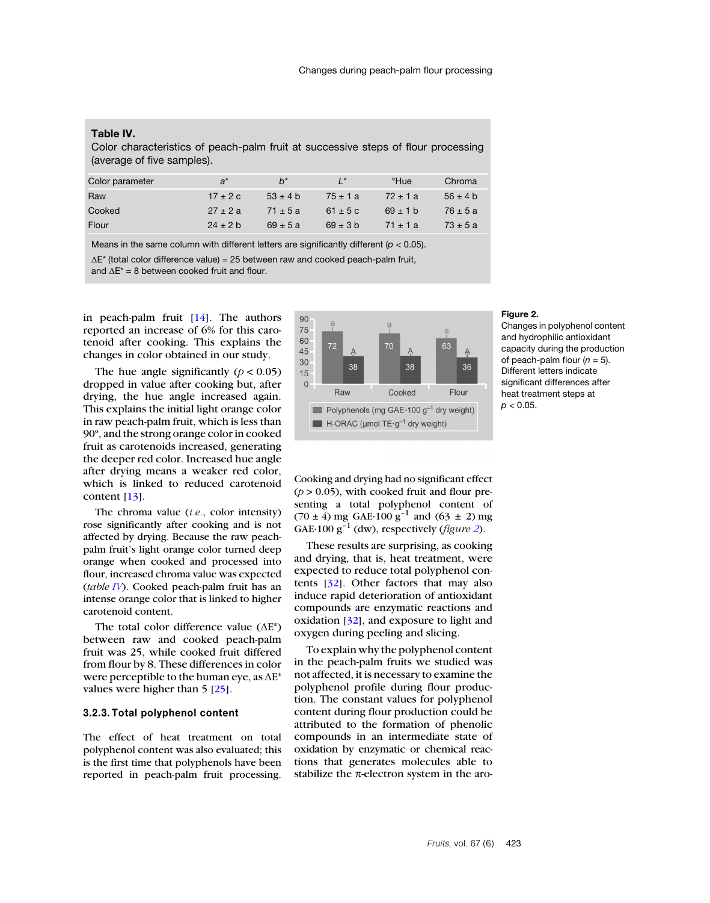**Table IV.**
Color characteristics of peach-palm fruit at successive steps of flour processing (average of five samples).

| Color parameter | $a^*$ | $b^*$ | $L^*$ | °Hue | Chroma |
|---|---|---|---|---|---|
| Raw | 17 ± 2 c | 53 ± 4 b | 75 ± 1 a | 72 ± 1 a | 56 ± 4 b |
| Cooked | 27 ± 2 a | 71 ± 5 a | 61 ± 5 c | 69 ± 1 b | 76 ± 5 a |
| Flour | 24 ± 2 b | 69 ± 5 a | 69 ± 3 b | 71 ± 1 a | 73 ± 5 a |

Means in the same column with different letters are significantly different ($p < 0.05$).
$\Delta E^*$ (total color difference value) = 25 between raw and cooked peach-palm fruit, and $\Delta E^*$ = 8 between cooked fruit and flour.

in peach-palm fruit [14]. The authors reported an increase of 6% for this carotenoid after cooking. This explains the changes in color obtained in our study.

The hue angle significantly ($p < 0.05$) dropped in value after cooking but, after drying, the hue angle increased again. This explains the initial light orange color in raw peach-palm fruit, which is less than 90º, and the strong orange color in cooked fruit as carotenoids increased, generating the deeper red color. Increased hue angle after drying means a weaker red color, which is linked to reduced carotenoid content [13].

The chroma value (*i.e.*, color intensity) rose significantly after cooking and is not affected by drying. Because the raw peach-palm fruit's light orange color turned deep orange when cooked and processed into flour, increased chroma value was expected (*table IV*). Cooked peach-palm fruit has an intense orange color that is linked to higher carotenoid content.

The total color difference value ($\Delta E^*$) between raw and cooked peach-palm fruit was 25, while cooked fruit differed from flour by 8. These differences in color were perceptible to the human eye, as $\Delta E^*$ values were higher than 5 [25].

### 3.2.3. Total polyphenol content

The effect of heat treatment on total polyphenol content was also evaluated; this is the first time that polyphenols have been reported in peach-palm fruit processing. Cooking and drying had no significant effect ($p > 0.05$), with cooked fruit and flour presenting a total polyphenol content of (70 ± 4) mg GAE·100 $g^{-1}$ and (63 ± 2) mg GAE·100 $g^{-1}$ (dw), respectively (*figure 2*).

| | Raw | Cooked | Flour |
|---|---|---|---|
| Polyphenols (mg GAE·100 $g^{-1}$ dry weight) | 72 a | 70 a | 63 a |
| H-ORAC (µmol TE·$g^{-1}$ dry weight) | 38 A | 38 A | 36 A |

**Figure 2.**
Changes in polyphenol content and hydrophilic antioxidant capacity during the production of peach-palm flour ($n$ = 5). Different letters indicate significant differences after heat treatment steps at $p < 0.05$.

These results are surprising, as cooking and drying, that is, heat treatment, were expected to reduce total polyphenol contents [32]. Other factors that may also induce rapid deterioration of antioxidant compounds are enzymatic reactions and oxidation [32], and exposure to light and oxygen during peeling and slicing.

To explain why the polyphenol content in the peach-palm fruits we studied was not affected, it is necessary to examine the polyphenol profile during flour production. The constant values for polyphenol content during flour production could be attributed to the formation of phenolic compounds in an intermediate state of oxidation by enzymatic or chemical reactions that generates molecules able to stabilize the π-electron system in the aro-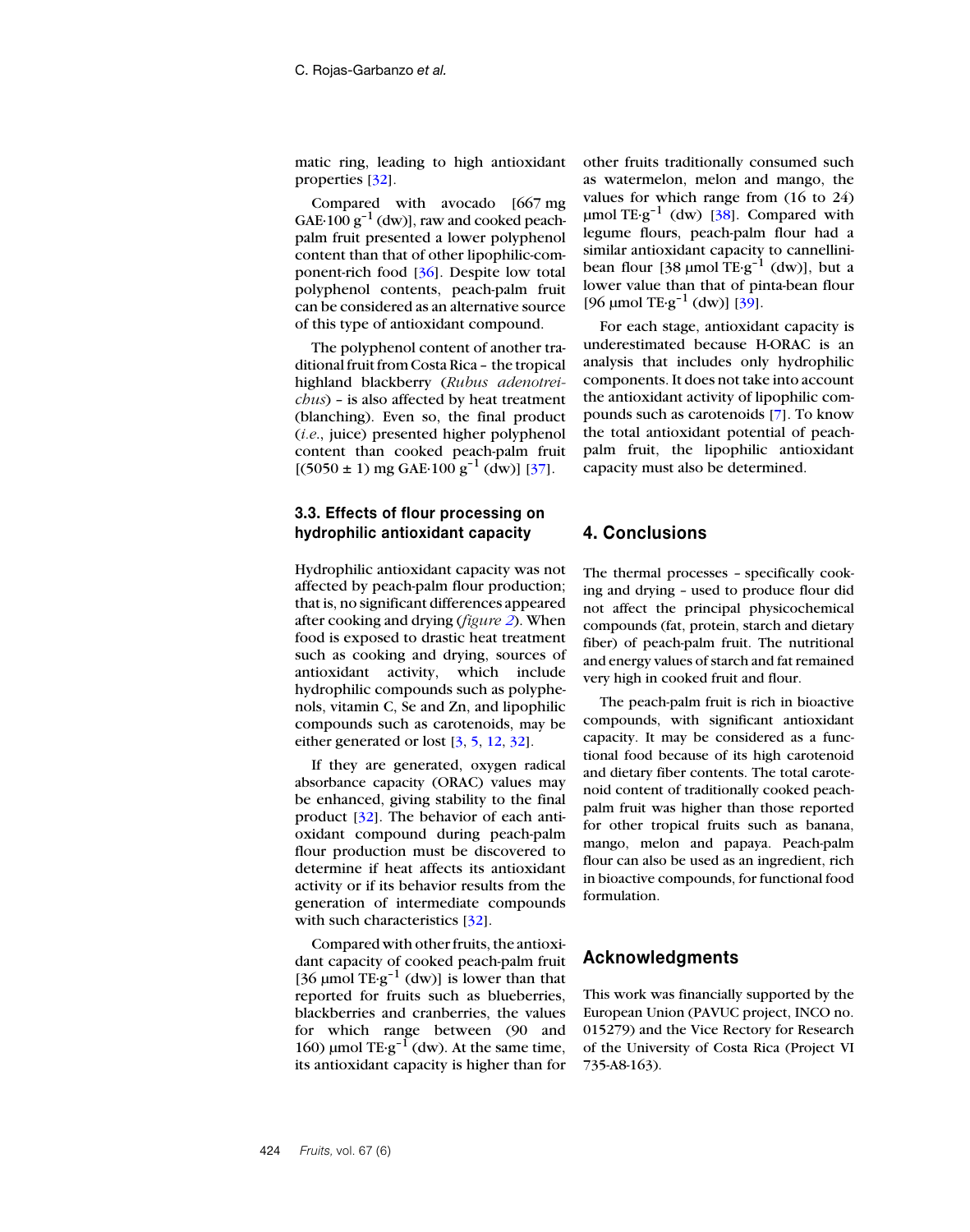matic ring, leading to high antioxidant properties [32].

Compared with avocado [667 mg GAE·100 $g^{-1}$ (dw)], raw and cooked peach-palm fruit presented a lower polyphenol content than that of other lipophilic-component-rich food [36]. Despite low total polyphenol contents, peach-palm fruit can be considered as an alternative source of this type of antioxidant compound.

The polyphenol content of another traditional fruit from Costa Rica – the tropical highland blackberry (*Rubus adenotrichus*) – is also affected by heat treatment (blanching). Even so, the final product (*i.e.*, juice) presented higher polyphenol content than cooked peach-palm fruit [(5050 ± 1) mg GAE·100 $g^{-1}$ (dw)] [37].

### 3.3. Effects of flour processing on hydrophilic antioxidant capacity

Hydrophilic antioxidant capacity was not affected by peach-palm flour production; that is, no significant differences appeared after cooking and drying (*figure 2*). When food is exposed to drastic heat treatment such as cooking and drying, sources of antioxidant activity, which include hydrophilic compounds such as polyphenols, vitamin C, Se and Zn, and lipophilic compounds such as carotenoids, may be either generated or lost [3, 5, 12, 32].

If they are generated, oxygen radical absorbance capacity (ORAC) values may be enhanced, giving stability to the final product [32]. The behavior of each antioxidant compound during peach-palm flour production must be discovered to determine if heat affects its antioxidant activity or if its behavior results from the generation of intermediate compounds with such characteristics [32].

Compared with other fruits, the antioxidant capacity of cooked peach-palm fruit [36 µmol TE·$g^{-1}$ (dw)] is lower than that reported for fruits such as blueberries, blackberries and cranberries, the values for which range between (90 and 160) µmol TE·$g^{-1}$ (dw). At the same time, its antioxidant capacity is higher than for other fruits traditionally consumed such as watermelon, melon and mango, the values for which range from (16 to 24) µmol TE·$g^{-1}$ (dw) [38]. Compared with legume flours, peach-palm flour had a similar antioxidant capacity to cannellini-bean flour [38 µmol TE·$g^{-1}$ (dw)], but a lower value than that of pinta-bean flour [96 µmol TE·$g^{-1}$ (dw)] [39].

For each stage, antioxidant capacity is underestimated because H-ORAC is an analysis that includes only hydrophilic components. It does not take into account the antioxidant activity of lipophilic compounds such as carotenoids [7]. To know the total antioxidant potential of peach-palm fruit, the lipophilic antioxidant capacity must also be determined.

## 4. Conclusions

The thermal processes – specifically cooking and drying – used to produce flour did not affect the principal physicochemical compounds (fat, protein, starch and dietary fiber) of peach-palm fruit. The nutritional and energy values of starch and fat remained very high in cooked fruit and flour.

The peach-palm fruit is rich in bioactive compounds, with significant antioxidant capacity. It may be considered as a functional food because of its high carotenoid and dietary fiber contents. The total carotenoid content of traditionally cooked peach-palm fruit was higher than those reported for other tropical fruits such as banana, mango, melon and papaya. Peach-palm flour can also be used as an ingredient, rich in bioactive compounds, for functional food formulation.

## Acknowledgments

This work was financially supported by the European Union (PAVUC project, INCO no. 015279) and the Vice Rectory for Research of the University of Costa Rica (Project VI 735-A8-163).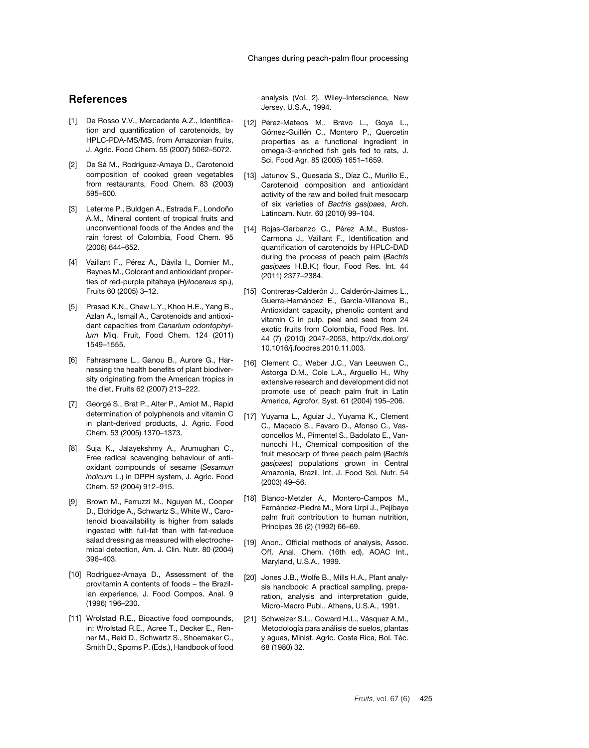## References

[1] De Rosso V.V., Mercadante A.Z., Identification and quantification of carotenoids, by HPLC-PDA-MS/MS, from Amazonian fruits, J. Agric. Food Chem. 55 (2007) 5062–5072.

[2] De Sá M., Rodríguez-Amaya D., Carotenoid composition of cooked green vegetables from restaurants, Food Chem. 83 (2003) 595–600.

[3] Leterme P., Buldgen A., Estrada F., Londoño A.M., Mineral content of tropical fruits and unconventional foods of the Andes and the rain forest of Colombia, Food Chem. 95 (2006) 644–652.

[4] Vaillant F., Pérez A., Dávila I., Dornier M., Reynes M., Colorant and antioxidant properties of red-purple pitahaya (*Hylocereus* sp.), Fruits 60 (2005) 3–12.

[5] Prasad K.N., Chew L.Y., Khoo H.E., Yang B., Azlan A., Ismail A., Carotenoids and antioxidant capacities from *Canarium odontophyllum* Miq. Fruit, Food Chem. 124 (2011) 1549–1555.

[6] Fahrasmane L., Ganou B., Aurore G., Harnessing the health benefits of plant biodiversity originating from the American tropics in the diet, Fruits 62 (2007) 213–222.

[7] Georgé S., Brat P., Alter P., Amiot M., Rapid determination of polyphenols and vitamin C in plant-derived products, J. Agric. Food Chem. 53 (2005) 1370–1373.

[8] Suja K., Jalayekshmy A., Arumughan C., Free radical scavenging behaviour of antioxidant compounds of sesame (*Sesamun indicum* L.) in DPPH system, J. Agric. Food Chem. 52 (2004) 912–915.

[9] Brown M., Ferruzzi M., Nguyen M., Cooper D., Eldridge A., Schwartz S., White W., Carotenoid bioavailability is higher from salads ingested with full-fat than with fat-reduce salad dressing as measured with electrochemical detection, Am. J. Clin. Nutr. 80 (2004) 396–403.

[10] Rodríguez-Amaya D., Assessment of the provitamin A contents of foods – the Brazilian experience, J. Food Compos. Anal. 9 (1996) 196–230.

[11] Wrolstad R.E., Bioactive food compounds, in: Wrolstad R.E., Acree T., Decker E., Renner M., Reid D., Schwartz S., Shoemaker C., Smith D., Sporns P. (Eds.), Handbook of food analysis (Vol. 2), Wiley–Interscience, New Jersey, U.S.A., 1994.

[12] Pérez-Mateos M., Bravo L., Goya L., Gómez-Guillén C., Montero P., Quercetin properties as a functional ingredient in omega-3-enriched fish gels fed to rats, J. Sci. Food Agr. 85 (2005) 1651–1659.

[13] Jatunov S., Quesada S., Díaz C., Murillo E., Carotenoid composition and antioxidant activity of the raw and boiled fruit mesocarp of six varieties of *Bactris gasipaes*, Arch. Latinoam. Nutr. 60 (2010) 99–104.

[14] Rojas-Garbanzo C., Pérez A.M., Bustos-Carmona J., Vaillant F., Identification and quantification of carotenoids by HPLC-DAD during the process of peach palm (*Bactris gasipaes* H.B.K.) flour, Food Res. Int. 44 (2011) 2377–2384.

[15] Contreras-Calderón J., Calderón-Jaimes L., Guerra-Hernández E., García-Villanova B., Antioxidant capacity, phenolic content and vitamin C in pulp, peel and seed from 24 exotic fruits from Colombia, Food Res. Int. 44 (7) (2010) 2047–2053, http://dx.doi.org/10.1016/j.foodres.2010.11.003.

[16] Clement C., Weber J.C., Van Leeuwen C., Astorga D.M., Cole L.A., Arguello H., Why extensive research and development did not promote use of peach palm fruit in Latin America, Agrofor. Syst. 61 (2004) 195–206.

[17] Yuyama L., Aguiar J., Yuyama K., Clement C., Macedo S., Favaro D., Afonso C., Vasconcellos M., Pimentel S., Badolato E., Vannuncchi H., Chemical composition of the fruit mesocarp of three peach palm (*Bactris gasipaes*) populations grown in Central Amazonia, Brazil, Int. J. Food Sci. Nutr. 54 (2003) 49–56.

[18] Blanco-Metzler A., Montero-Campos M., Fernández-Piedra M., Mora Urpí J., Pejibaye palm fruit contribution to human nutrition, Principes 36 (2) (1992) 66–69.

[19] Anon., Official methods of analysis, Assoc. Off. Anal. Chem. (16th ed), AOAC Int., Maryland, U.S.A., 1999.

[20] Jones J.B., Wolfe B., Mills H.A., Plant analysis handbook: A practical sampling, preparation, analysis and interpretation guide, Micro-Macro Publ., Athens, U.S.A., 1991.

[21] Schweizer S.L., Coward H.L., Vásquez A.M., Metodología para análisis de suelos, plantas y aguas, Minist. Agric. Costa Rica, Bol. Téc. 68 (1980) 32.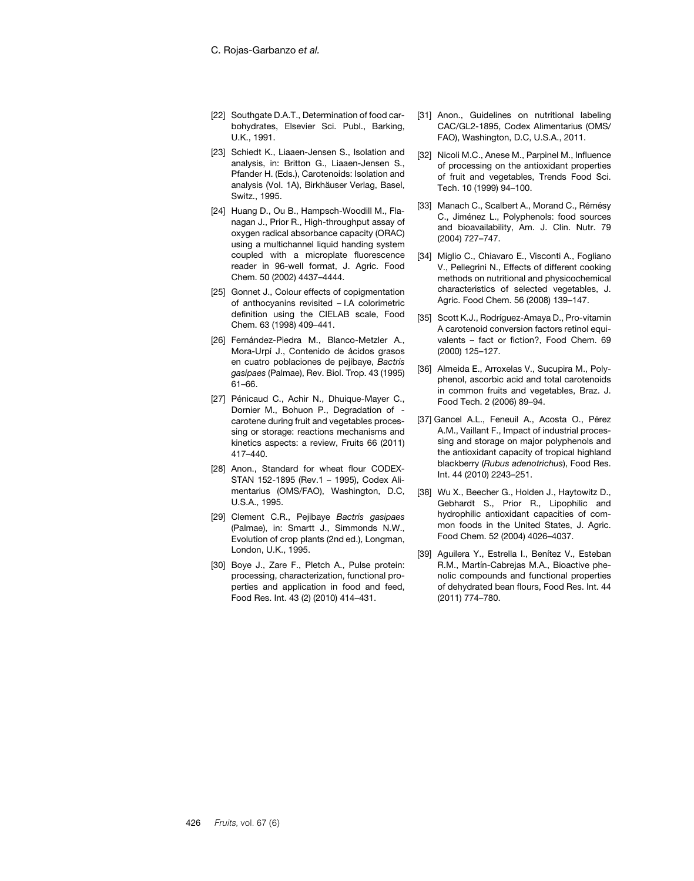[22] Southgate D.A.T., Determination of food carbohydrates, Elsevier Sci. Publ., Barking, U.K., 1991.

[23] Schiedt K., Liaaen-Jensen S., Isolation and analysis, in: Britton G., Liaaen-Jensen S., Pfander H. (Eds.), Carotenoids: Isolation and analysis (Vol. 1A), Birkhäuser Verlag, Basel, Switz., 1995.

[24] Huang D., Ou B., Hampsch-Woodill M., Flanagan J., Prior R., High-throughput assay of oxygen radical absorbance capacity (ORAC) using a multichannel liquid handing system coupled with a microplate fluorescence reader in 96-well format, J. Agric. Food Chem. 50 (2002) 4437–4444.

[25] Gonnet J., Colour effects of copigmentation of anthocyanins revisited – I.A colorimetric definition using the CIELAB scale, Food Chem. 63 (1998) 409–441.

[26] Fernández-Piedra M., Blanco-Metzler A., Mora-Urpí J., Contenido de ácidos grasos en cuatro poblaciones de pejibaye, *Bactris gasipaes* (Palmae), Rev. Biol. Trop. 43 (1995) 61–66.

[27] Pénicaud C., Achir N., Dhuique-Mayer C., Dornier M., Bohuon P., Degradation of -carotene during fruit and vegetables processing or storage: reactions mechanisms and kinetics aspects: a review, Fruits 66 (2011) 417–440.

[28] Anon., Standard for wheat flour CODEX-STAN 152-1895 (Rev.1 – 1995), Codex Alimentarius (OMS/FAO), Washington, D.C, U.S.A., 1995.

[29] Clement C.R., Pejibaye *Bactris gasipaes* (Palmae), in: Smartt J., Simmonds N.W., Evolution of crop plants (2nd ed.), Longman, London, U.K., 1995.

[30] Boye J., Zare F., Pletch A., Pulse protein: processing, characterization, functional properties and application in food and feed, Food Res. Int. 43 (2) (2010) 414–431.

[31] Anon., Guidelines on nutritional labeling CAC/GL2-1895, Codex Alimentarius (OMS/FAO), Washington, D.C, U.S.A., 2011.

[32] Nicoli M.C., Anese M., Parpinel M., Influence of processing on the antioxidant properties of fruit and vegetables, Trends Food Sci. Tech. 10 (1999) 94–100.

[33] Manach C., Scalbert A., Morand C., Rémésy C., Jiménez L., Polyphenols: food sources and bioavailability, Am. J. Clin. Nutr. 79 (2004) 727–747.

[34] Miglio C., Chiavaro E., Visconti A., Fogliano V., Pellegrini N., Effects of different cooking methods on nutritional and physicochemical characteristics of selected vegetables, J. Agric. Food Chem. 56 (2008) 139–147.

[35] Scott K.J., Rodríguez-Amaya D., Pro-vitamin A carotenoid conversion factors retinol equivalents – fact or fiction?, Food Chem. 69 (2000) 125–127.

[36] Almeida E., Arroxelas V., Sucupira M., Polyphenol, ascorbic acid and total carotenoids in common fruits and vegetables, Braz. J. Food Tech. 2 (2006) 89–94.

[37] Gancel A.L., Feneuil A., Acosta O., Pérez A.M., Vaillant F., Impact of industrial processing and storage on major polyphenols and the antioxidant capacity of tropical highland blackberry (*Rubus adenotrichus*), Food Res. Int. 44 (2010) 2243–251.

[38] Wu X., Beecher G., Holden J., Haytowitz D., Gebhardt S., Prior R., Lipophilic and hydrophilic antioxidant capacities of common foods in the United States, J. Agric. Food Chem. 52 (2004) 4026–4037.

[39] Aguilera Y., Estrella I., Benítez V., Esteban R.M., Martín-Cabrejas M.A., Bioactive phenolic compounds and functional properties of dehydrated bean flours, Food Res. Int. 44 (2011) 774–780.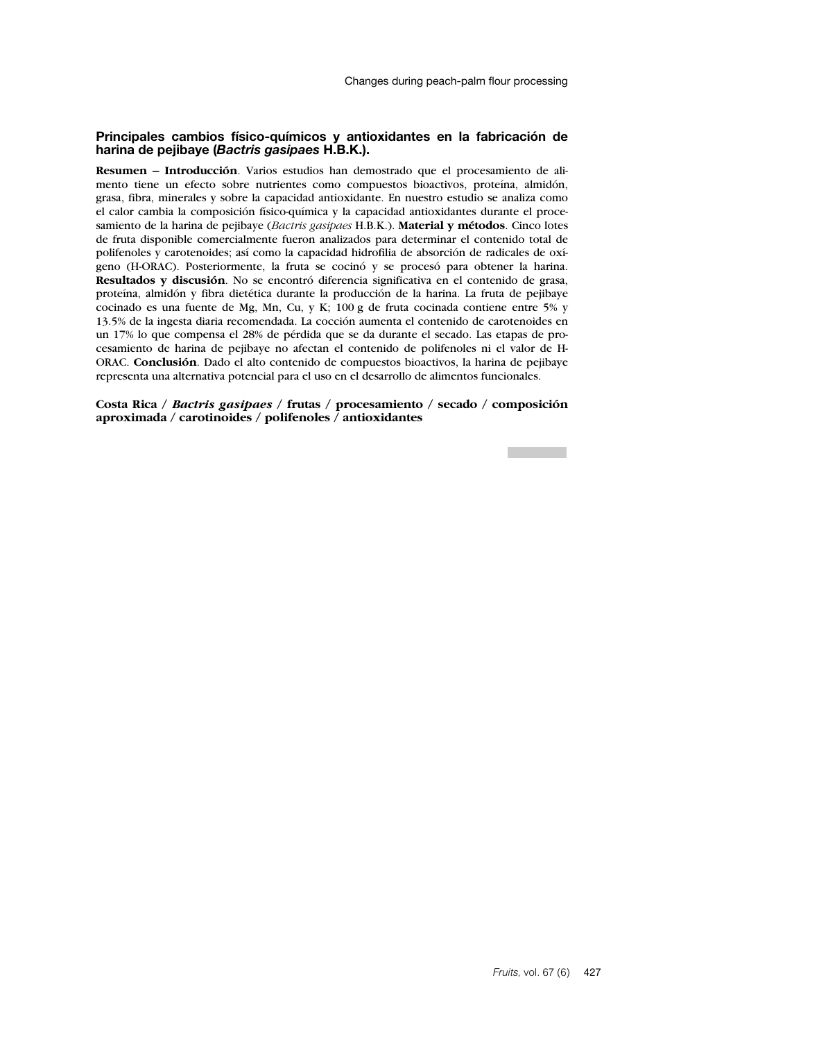## Principales cambios físico-químicos y antioxidantes en la fabricación de harina de pejibaye (*Bactris gasipaes* H.B.K.).

**Resumen – Introducción**. Varios estudios han demostrado que el procesamiento de alimento tiene un efecto sobre nutrientes como compuestos bioactivos, proteína, almidón, grasa, fibra, minerales y sobre la capacidad antioxidante. En nuestro estudio se analiza como el calor cambia la composición físico-química y la capacidad antioxidantes durante el procesamiento de la harina de pejibaye (*Bactris gasipaes* H.B.K.). **Material y métodos**. Cinco lotes de fruta disponible comercialmente fueron analizados para determinar el contenido total de polifenoles y carotenoides; así como la capacidad hidrofilia de absorción de radicales de oxígeno (H-ORAC). Posteriormente, la fruta se cocinó y se procesó para obtener la harina. **Resultados y discusión**. No se encontró diferencia significativa en el contenido de grasa, proteína, almidón y fibra dietética durante la producción de la harina. La fruta de pejibaye cocinado es una fuente de Mg, Mn, Cu, y K; 100 g de fruta cocinada contiene entre 5% y 13.5% de la ingesta diaria recomendada. La cocción aumenta el contenido de carotenoides en un 17% lo que compensa el 28% de pérdida que se da durante el secado. Las etapas de procesamiento de harina de pejibaye no afectan el contenido de polifenoles ni el valor de H-ORAC. **Conclusión**. Dado el alto contenido de compuestos bioactivos, la harina de pejibaye representa una alternativa potencial para el uso en el desarrollo de alimentos funcionales.

**Costa Rica / *Bactris gasipaes* / frutas / procesamiento / secado / composición aproximada / carotinoides / polifenoles / antioxidantes**